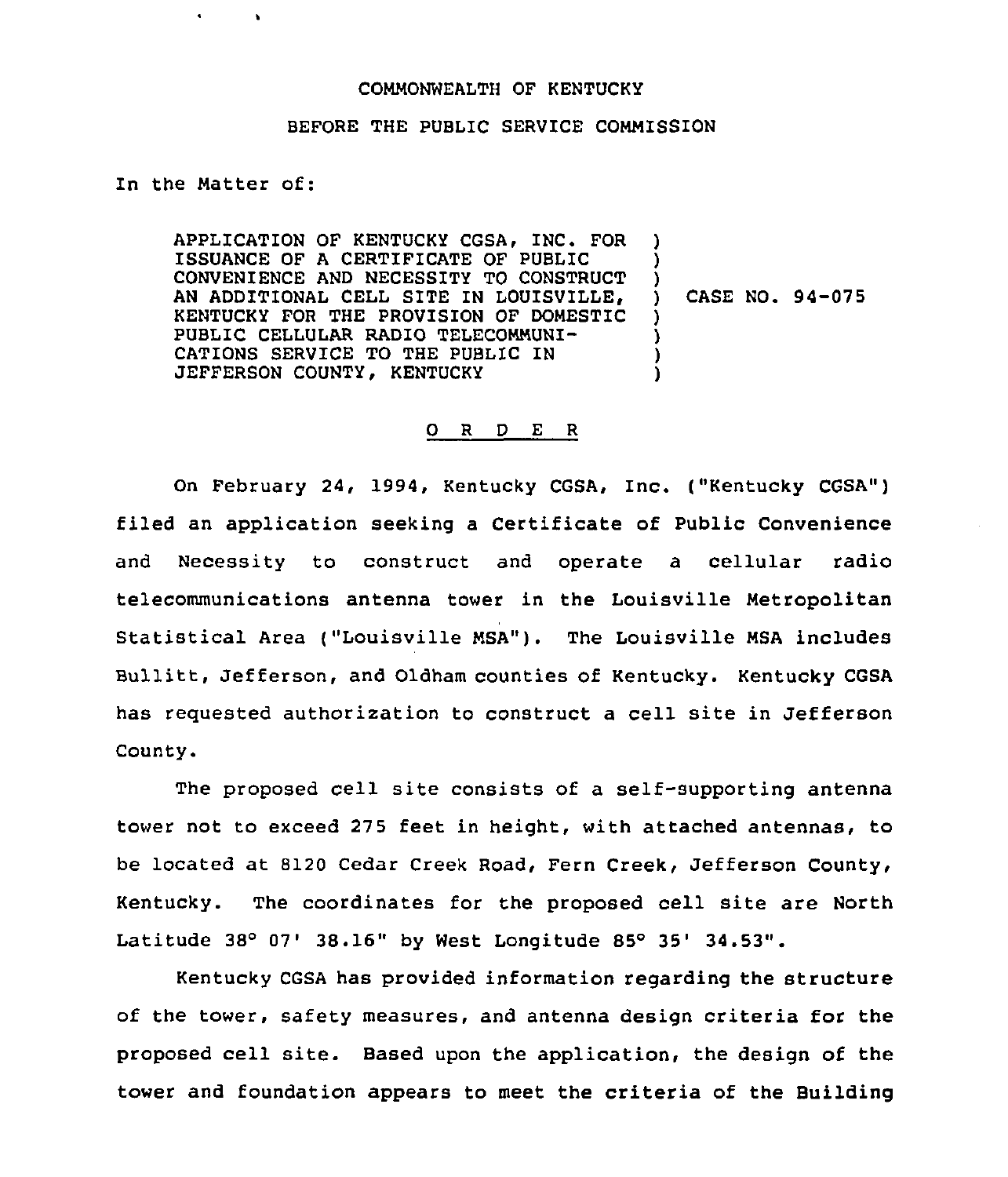COMMONWEALTH OF KENTUCKY

BEFORE THE PUBLIC SERVICE COMMISSION

In the Matter of:

| | | |
|---|---|---|
| APPLICATION OF KENTUCKY CGSA, INC. FOR ISSUANCE OF A CERTIFICATE OF PUBLIC CONVENIENCE AND NECESSITY TO CONSTRUCT AN ADDITIONAL CELL SITE IN LOUISVILLE, KENTUCKY FOR THE PROVISION OF DOMESTIC PUBLIC CELLULAR RADIO TELECOMMUNICATIONS SERVICE TO THE PUBLIC IN JEFFERSON COUNTY, KENTUCKY | ) | CASE NO. 94-075 |

## O R D E R

On February 24, 1994, Kentucky CGSA, Inc. ("Kentucky CGSA") filed an application seeking a Certificate of Public Convenience and Necessity to construct and operate a cellular radio telecommunications antenna tower in the Louisville Metropolitan Statistical Area ("Louisville MSA"). The Louisville MSA includes Bullitt, Jefferson, and Oldham counties of Kentucky. Kentucky CGSA has requested authorization to construct a cell site in Jefferson County.

The proposed cell site consists of a self-supporting antenna tower not to exceed 275 feet in height, with attached antennas, to be located at 8120 Cedar Creek Road, Fern Creek, Jefferson County, Kentucky. The coordinates for the proposed cell site are North Latitude 38° 07' 38.16" by West Longitude 85° 35' 34.53".

Kentucky CGSA has provided information regarding the structure of the tower, safety measures, and antenna design criteria for the proposed cell site. Based upon the application, the design of the tower and foundation appears to meet the criteria of the Building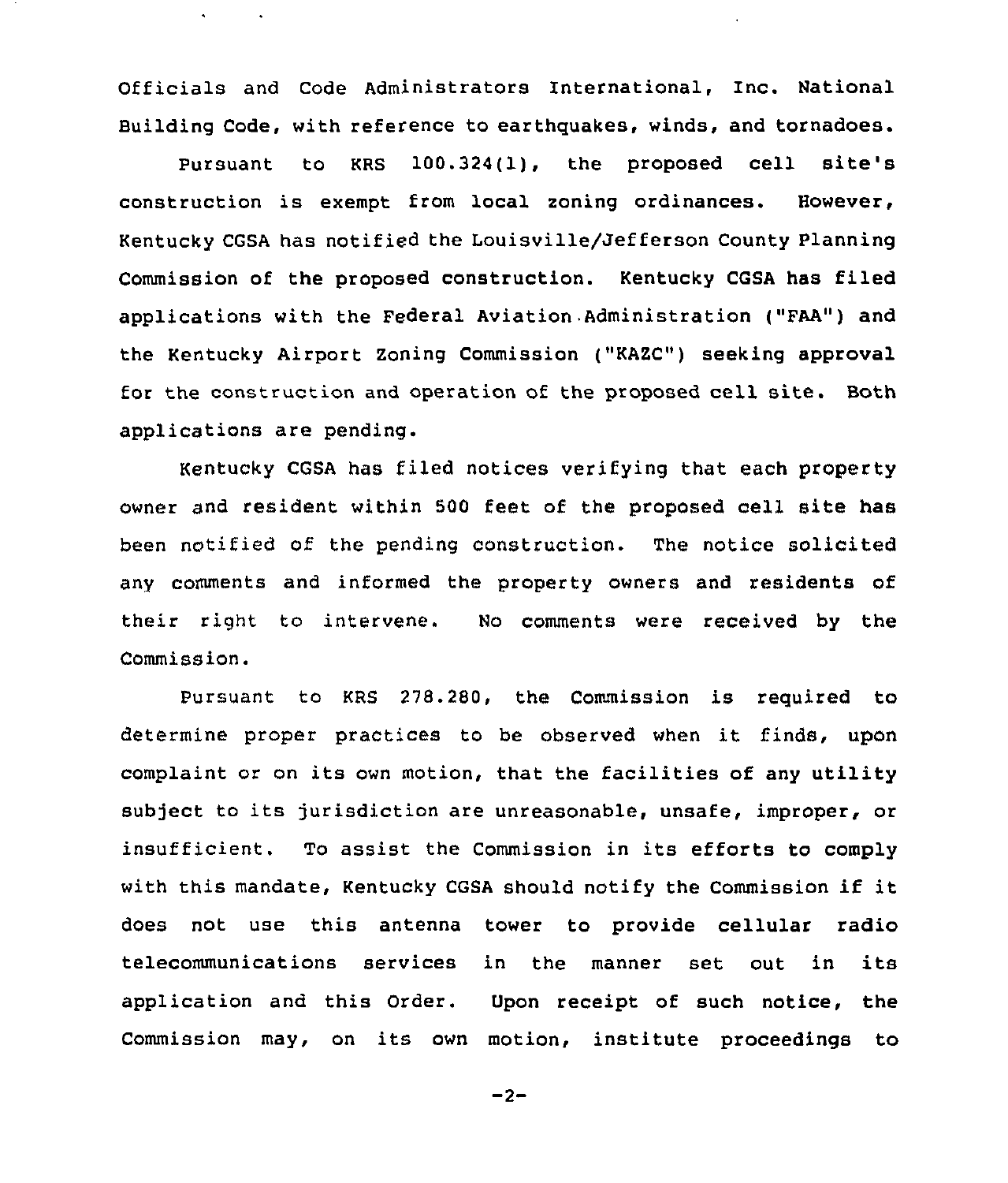Officials and Code Administrators International, Inc. National Building Code, with reference to earthquakes, winds, and tornadoes.

Pursuant to KRS 100.324(1), the proposed cell site's construction is exempt from local zoning ordinances. However, Kentucky CGSA has notified the Louisville/Jefferson County Planning Commission of the proposed construction. Kentucky CGSA has filed applications with the Federal Aviation Administration ("FAA") and the Kentucky Airport Zoning Commission ("KAZC") seeking approval for the construction and operation of the proposed cell site. Both applications are pending.

Kentucky CGSA has filed notices verifying that each property owner and resident within 500 feet of the proposed cell site has been notified of the pending construction. The notice solicited any comments and informed the property owners and residents of their right to intervene. No comments were received by the Commission.

Pursuant to KRS 278.280, the Commission is required to determine proper practices to be observed when it finds, upon complaint or on its own motion, that the facilities of any utility subject to its jurisdiction are unreasonable, unsafe, improper, or insufficient. To assist the Commission in its efforts to comply with this mandate, Kentucky CGSA should notify the Commission if it does not use this antenna tower to provide cellular radio telecommunications services in the manner set out in its application and this Order. Upon receipt of such notice, the Commission may, on its own motion, institute proceedings to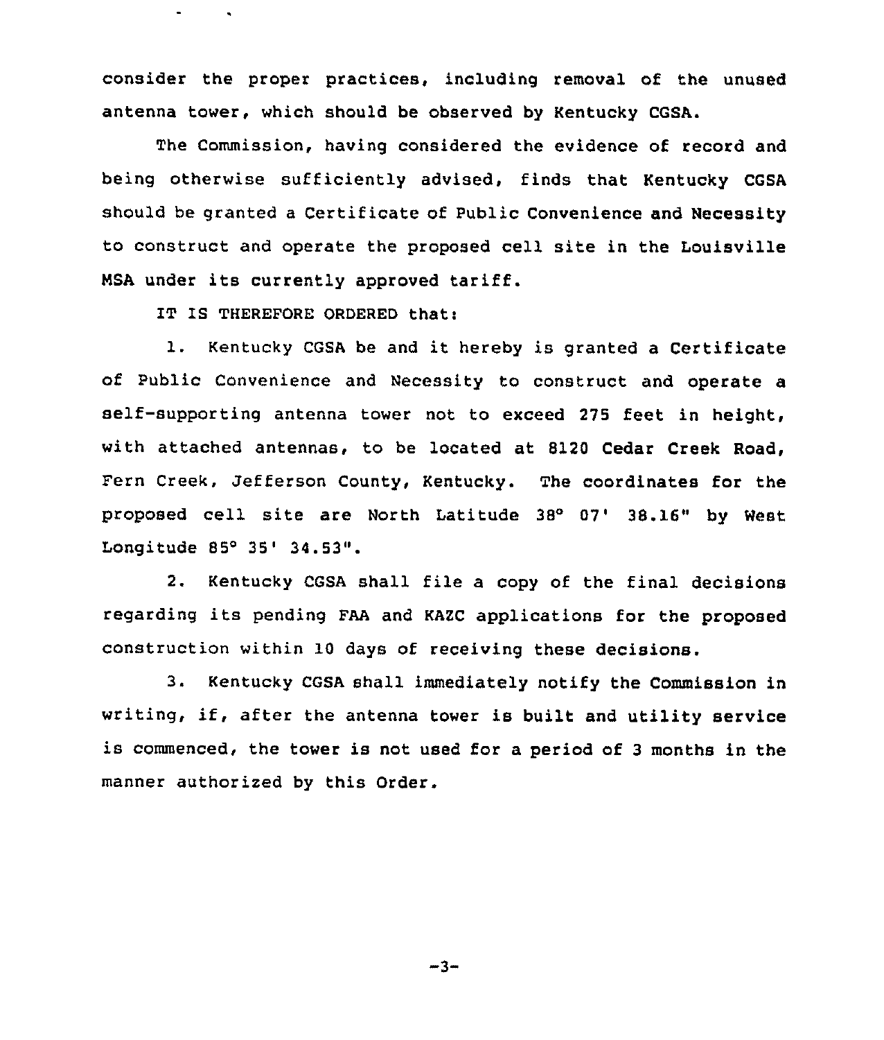consider the proper practices, including removal of the unused antenna tower, which should be observed by Kentucky CGSA.

The Commission, having considered the evidence of record and being otherwise sufficiently advised, finds that Kentucky CGSA should be granted a Certificate of Public Convenience and Necessity to construct and operate the proposed cell site in the Louisville MSA under its currently approved tariff.

IT IS THEREFORE ORDERED that:

1. Kentucky CGSA be and it hereby is granted a Certificate of Public Convenience and Necessity to construct and operate a self-supporting antenna tower not to exceed 275 feet in height, with attached antennas, to be located at 8120 Cedar Creek Road, Fern Creek, Jefferson County, Kentucky. The coordinates for the proposed cell site are North Latitude 38° 07' 38.16" by West Longitude 85° 35' 34.53".

2. Kentucky CGSA shall file a copy of the final decisions regarding its pending FAA and KAZC applications for the proposed construction within 10 days of receiving these decisions.

3. Kentucky CGSA shall immediately notify the Commission in writing, if, after the antenna tower is built and utility service is commenced, the tower is not used for a period of 3 months in the manner authorized by this Order.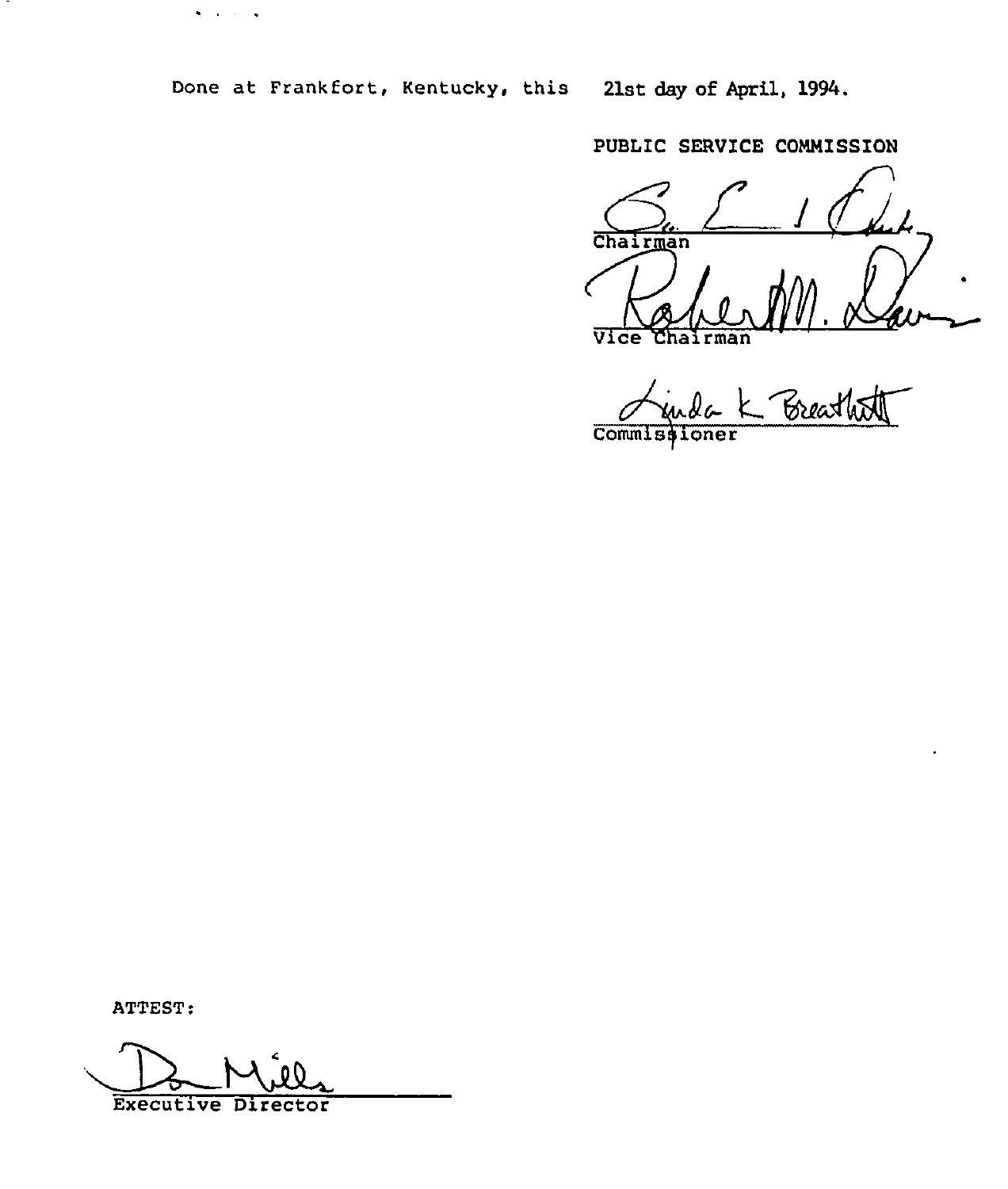Done at Frankfort, Kentucky, this 21st day of April, 1994.

PUBLIC SERVICE COMMISSION

Chairman

Vice Chairman

Commissioner

ATTEST:

Executive Director